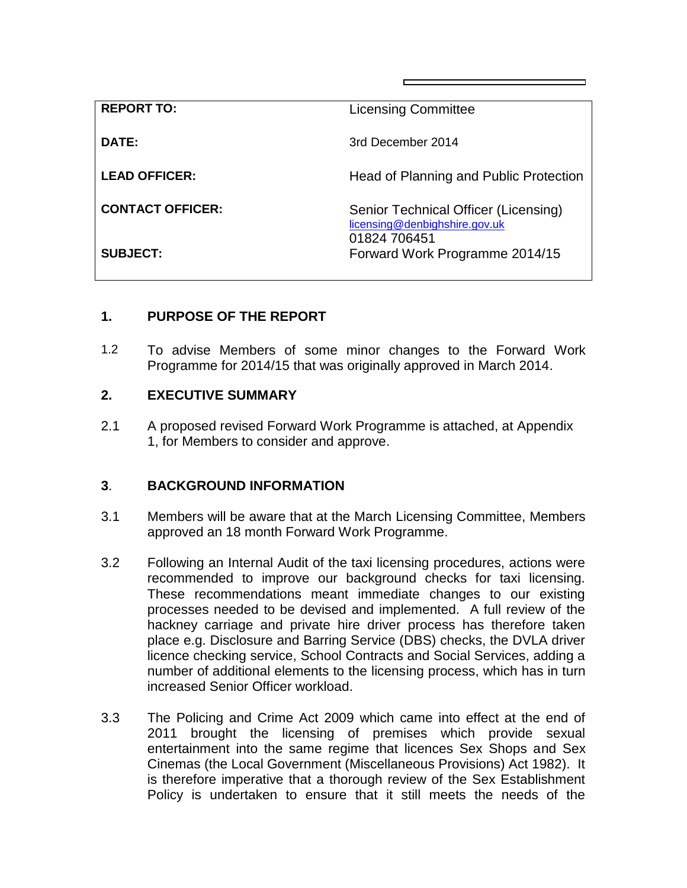| | |
|---|---|
| **REPORT TO:** | Licensing Committee |
| **DATE:** | 3rd December 2014 |
| **LEAD OFFICER:** | Head of Planning and Public Protection |
| **CONTACT OFFICER:** | Senior Technical Officer (Licensing)<br>licensing@denbighshire.gov.uk<br>01824 706451 |
| **SUBJECT:** | Forward Work Programme 2014/15 |

## 1. PURPOSE OF THE REPORT

1.2 To advise Members of some minor changes to the Forward Work Programme for 2014/15 that was originally approved in March 2014.

## 2. EXECUTIVE SUMMARY

2.1 A proposed revised Forward Work Programme is attached, at Appendix 1, for Members to consider and approve.

## 3. BACKGROUND INFORMATION

3.1 Members will be aware that at the March Licensing Committee, Members approved an 18 month Forward Work Programme.

3.2 Following an Internal Audit of the taxi licensing procedures, actions were recommended to improve our background checks for taxi licensing. These recommendations meant immediate changes to our existing processes needed to be devised and implemented. A full review of the hackney carriage and private hire driver process has therefore taken place e.g. Disclosure and Barring Service (DBS) checks, the DVLA driver licence checking service, School Contracts and Social Services, adding a number of additional elements to the licensing process, which has in turn increased Senior Officer workload.

3.3 The Policing and Crime Act 2009 which came into effect at the end of 2011 brought the licensing of premises which provide sexual entertainment into the same regime that licences Sex Shops and Sex Cinemas (the Local Government (Miscellaneous Provisions) Act 1982). It is therefore imperative that a thorough review of the Sex Establishment Policy is undertaken to ensure that it still meets the needs of the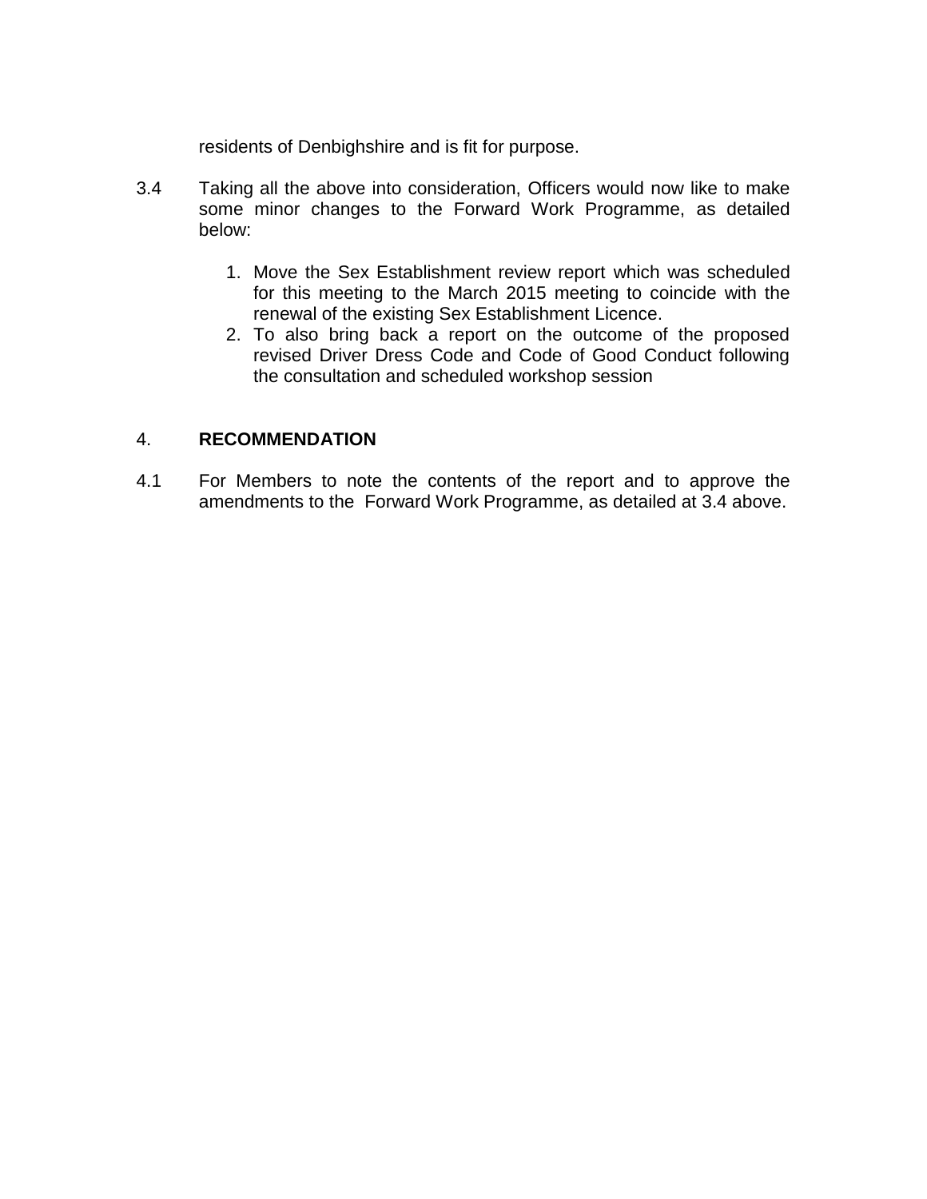residents of Denbighshire and is fit for purpose.

3.4 Taking all the above into consideration, Officers would now like to make some minor changes to the Forward Work Programme, as detailed below:

1. Move the Sex Establishment review report which was scheduled for this meeting to the March 2015 meeting to coincide with the renewal of the existing Sex Establishment Licence.
2. To also bring back a report on the outcome of the proposed revised Driver Dress Code and Code of Good Conduct following the consultation and scheduled workshop session

## 4. RECOMMENDATION

4.1 For Members to note the contents of the report and to approve the amendments to the Forward Work Programme, as detailed at 3.4 above.